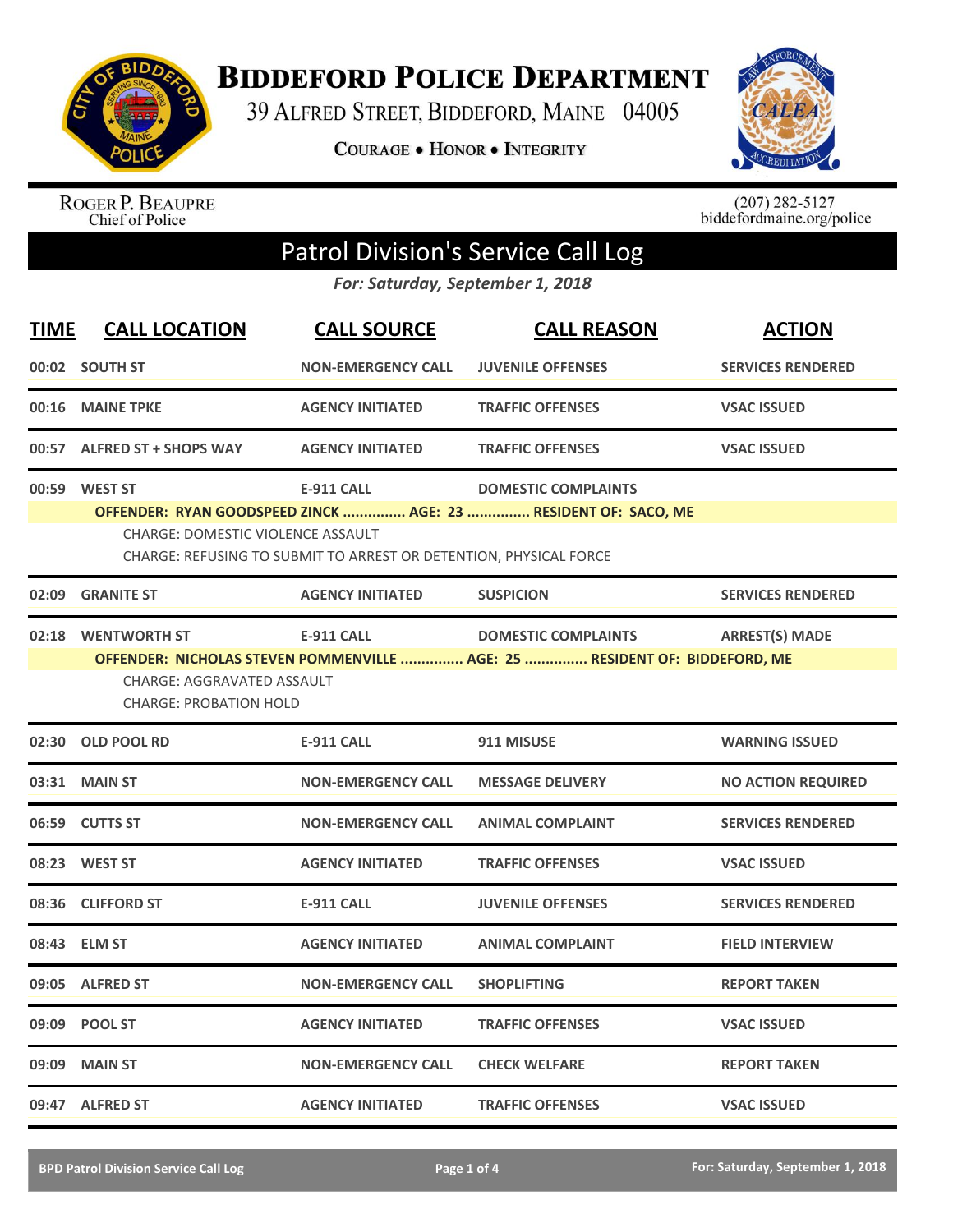# Biddeford Police Department

39 Alfred Street, Biddeford, Maine 04005

Courage • Honor • Integrity

Roger P. Beaupre
Chief of Police

(207) 282-5127
biddefordmaine.org/police

## Patrol Division's Service Call Log

*For: Saturday, September 1, 2018*

| TIME | CALL LOCATION | CALL SOURCE | CALL REASON | ACTION |
|---|---|---|---|---|
| 00:02 | SOUTH ST | NON-EMERGENCY CALL | JUVENILE OFFENSES | SERVICES RENDERED |
| 00:16 | MAINE TPKE | AGENCY INITIATED | TRAFFIC OFFENSES | VSAC ISSUED |
| 00:57 | ALFRED ST + SHOPS WAY | AGENCY INITIATED | TRAFFIC OFFENSES | VSAC ISSUED |
| 00:59 | WEST ST | E-911 CALL | DOMESTIC COMPLAINTS | |
| | **OFFENDER: RYAN GOODSPEED ZINCK ............... AGE: 23 ............... RESIDENT OF: SACO, ME** | | | |
| | CHARGE: DOMESTIC VIOLENCE ASSAULT | | | |
| | CHARGE: REFUSING TO SUBMIT TO ARREST OR DETENTION, PHYSICAL FORCE | | | |
| 02:09 | GRANITE ST | AGENCY INITIATED | SUSPICION | SERVICES RENDERED |
| 02:18 | WENTWORTH ST | E-911 CALL | DOMESTIC COMPLAINTS | ARREST(S) MADE |
| | **OFFENDER: NICHOLAS STEVEN POMMENVILLE ............... AGE: 25 ............... RESIDENT OF: BIDDEFORD, ME** | | | |
| | CHARGE: AGGRAVATED ASSAULT | | | |
| | CHARGE: PROBATION HOLD | | | |
| 02:30 | OLD POOL RD | E-911 CALL | 911 MISUSE | WARNING ISSUED |
| 03:31 | MAIN ST | NON-EMERGENCY CALL | MESSAGE DELIVERY | NO ACTION REQUIRED |
| 06:59 | CUTTS ST | NON-EMERGENCY CALL | ANIMAL COMPLAINT | SERVICES RENDERED |
| 08:23 | WEST ST | AGENCY INITIATED | TRAFFIC OFFENSES | VSAC ISSUED |
| 08:36 | CLIFFORD ST | E-911 CALL | JUVENILE OFFENSES | SERVICES RENDERED |
| 08:43 | ELM ST | AGENCY INITIATED | ANIMAL COMPLAINT | FIELD INTERVIEW |
| 09:05 | ALFRED ST | NON-EMERGENCY CALL | SHOPLIFTING | REPORT TAKEN |
| 09:09 | POOL ST | AGENCY INITIATED | TRAFFIC OFFENSES | VSAC ISSUED |
| 09:09 | MAIN ST | NON-EMERGENCY CALL | CHECK WELFARE | REPORT TAKEN |
| 09:47 | ALFRED ST | AGENCY INITIATED | TRAFFIC OFFENSES | VSAC ISSUED |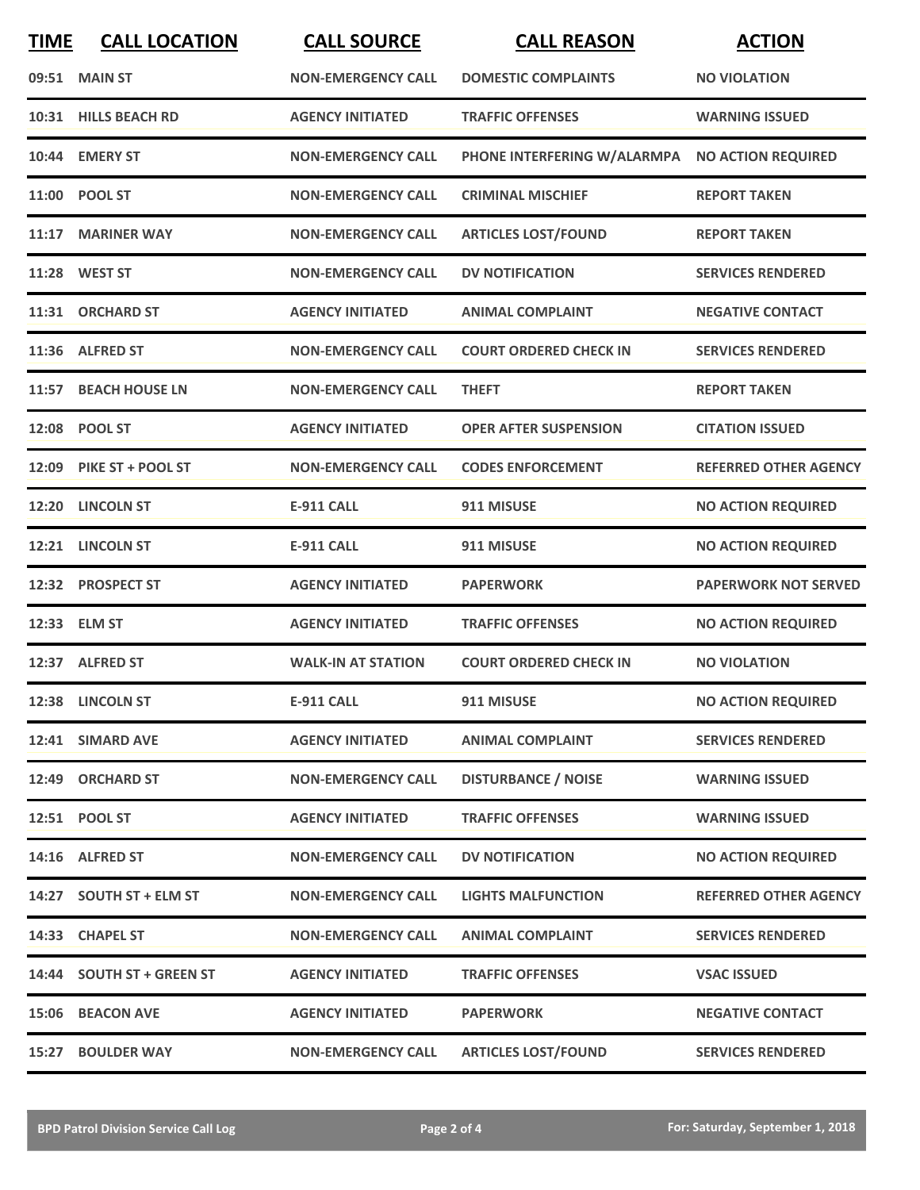| TIME | CALL LOCATION | CALL SOURCE | CALL REASON | ACTION |
|---|---|---|---|---|
| 09:51 | MAIN ST | NON-EMERGENCY CALL | DOMESTIC COMPLAINTS | NO VIOLATION |
| 10:31 | HILLS BEACH RD | AGENCY INITIATED | TRAFFIC OFFENSES | WARNING ISSUED |
| 10:44 | EMERY ST | NON-EMERGENCY CALL | PHONE INTERFERING W/ALARMPA | NO ACTION REQUIRED |
| 11:00 | POOL ST | NON-EMERGENCY CALL | CRIMINAL MISCHIEF | REPORT TAKEN |
| 11:17 | MARINER WAY | NON-EMERGENCY CALL | ARTICLES LOST/FOUND | REPORT TAKEN |
| 11:28 | WEST ST | NON-EMERGENCY CALL | DV NOTIFICATION | SERVICES RENDERED |
| 11:31 | ORCHARD ST | AGENCY INITIATED | ANIMAL COMPLAINT | NEGATIVE CONTACT |
| 11:36 | ALFRED ST | NON-EMERGENCY CALL | COURT ORDERED CHECK IN | SERVICES RENDERED |
| 11:57 | BEACH HOUSE LN | NON-EMERGENCY CALL | THEFT | REPORT TAKEN |
| 12:08 | POOL ST | AGENCY INITIATED | OPER AFTER SUSPENSION | CITATION ISSUED |
| 12:09 | PIKE ST + POOL ST | NON-EMERGENCY CALL | CODES ENFORCEMENT | REFERRED OTHER AGENCY |
| 12:20 | LINCOLN ST | E-911 CALL | 911 MISUSE | NO ACTION REQUIRED |
| 12:21 | LINCOLN ST | E-911 CALL | 911 MISUSE | NO ACTION REQUIRED |
| 12:32 | PROSPECT ST | AGENCY INITIATED | PAPERWORK | PAPERWORK NOT SERVED |
| 12:33 | ELM ST | AGENCY INITIATED | TRAFFIC OFFENSES | NO ACTION REQUIRED |
| 12:37 | ALFRED ST | WALK-IN AT STATION | COURT ORDERED CHECK IN | NO VIOLATION |
| 12:38 | LINCOLN ST | E-911 CALL | 911 MISUSE | NO ACTION REQUIRED |
| 12:41 | SIMARD AVE | AGENCY INITIATED | ANIMAL COMPLAINT | SERVICES RENDERED |
| 12:49 | ORCHARD ST | NON-EMERGENCY CALL | DISTURBANCE / NOISE | WARNING ISSUED |
| 12:51 | POOL ST | AGENCY INITIATED | TRAFFIC OFFENSES | WARNING ISSUED |
| 14:16 | ALFRED ST | NON-EMERGENCY CALL | DV NOTIFICATION | NO ACTION REQUIRED |
| 14:27 | SOUTH ST + ELM ST | NON-EMERGENCY CALL | LIGHTS MALFUNCTION | REFERRED OTHER AGENCY |
| 14:33 | CHAPEL ST | NON-EMERGENCY CALL | ANIMAL COMPLAINT | SERVICES RENDERED |
| 14:44 | SOUTH ST + GREEN ST | AGENCY INITIATED | TRAFFIC OFFENSES | VSAC ISSUED |
| 15:06 | BEACON AVE | AGENCY INITIATED | PAPERWORK | NEGATIVE CONTACT |
| 15:27 | BOULDER WAY | NON-EMERGENCY CALL | ARTICLES LOST/FOUND | SERVICES RENDERED |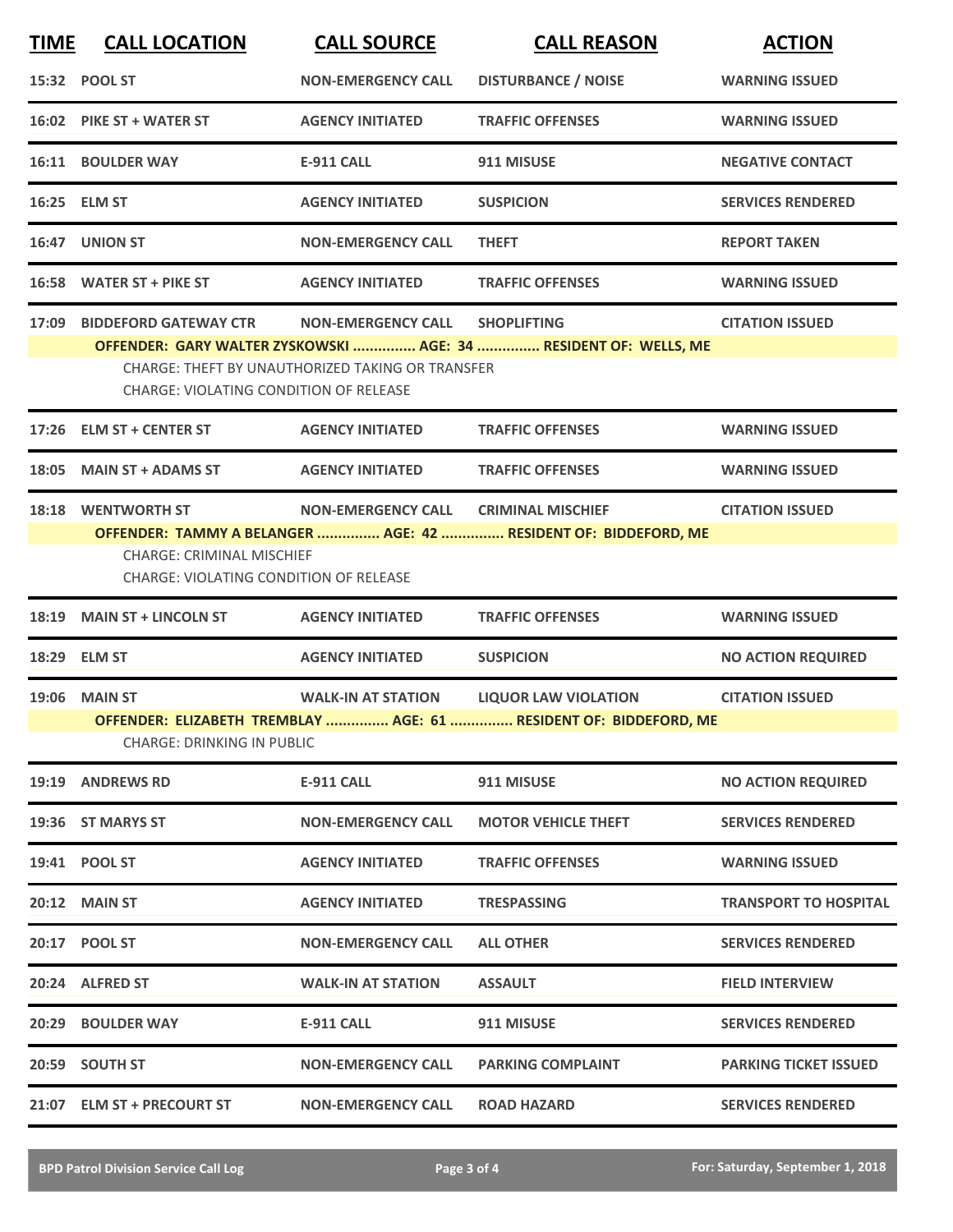| TIME | CALL LOCATION | CALL SOURCE | CALL REASON | ACTION |
|---|---|---|---|---|
| 15:32 | POOL ST | NON-EMERGENCY CALL | DISTURBANCE / NOISE | WARNING ISSUED |
| 16:02 | PIKE ST + WATER ST | AGENCY INITIATED | TRAFFIC OFFENSES | WARNING ISSUED |
| 16:11 | BOULDER WAY | E-911 CALL | 911 MISUSE | NEGATIVE CONTACT |
| 16:25 | ELM ST | AGENCY INITIATED | SUSPICION | SERVICES RENDERED |
| 16:47 | UNION ST | NON-EMERGENCY CALL | THEFT | REPORT TAKEN |
| 16:58 | WATER ST + PIKE ST | AGENCY INITIATED | TRAFFIC OFFENSES | WARNING ISSUED |
| 17:09 | BIDDEFORD GATEWAY CTR | NON-EMERGENCY CALL | SHOPLIFTING | CITATION ISSUED |
| | **OFFENDER: GARY WALTER ZYSKOWSKI ............... AGE: 34 ............... RESIDENT OF: WELLS, ME** | | | |
| | CHARGE: THEFT BY UNAUTHORIZED TAKING OR TRANSFER<br>CHARGE: VIOLATING CONDITION OF RELEASE | | | |
| 17:26 | ELM ST + CENTER ST | AGENCY INITIATED | TRAFFIC OFFENSES | WARNING ISSUED |
| 18:05 | MAIN ST + ADAMS ST | AGENCY INITIATED | TRAFFIC OFFENSES | WARNING ISSUED |
| 18:18 | WENTWORTH ST | NON-EMERGENCY CALL | CRIMINAL MISCHIEF | CITATION ISSUED |
| | **OFFENDER: TAMMY A BELANGER ............... AGE: 42 ............... RESIDENT OF: BIDDEFORD, ME** | | | |
| | CHARGE: CRIMINAL MISCHIEF<br>CHARGE: VIOLATING CONDITION OF RELEASE | | | |
| 18:19 | MAIN ST + LINCOLN ST | AGENCY INITIATED | TRAFFIC OFFENSES | WARNING ISSUED |
| 18:29 | ELM ST | AGENCY INITIATED | SUSPICION | NO ACTION REQUIRED |
| 19:06 | MAIN ST | WALK-IN AT STATION | LIQUOR LAW VIOLATION | CITATION ISSUED |
| | **OFFENDER: ELIZABETH TREMBLAY ............... AGE: 61 ............... RESIDENT OF: BIDDEFORD, ME** | | | |
| | CHARGE: DRINKING IN PUBLIC | | | |
| 19:19 | ANDREWS RD | E-911 CALL | 911 MISUSE | NO ACTION REQUIRED |
| 19:36 | ST MARYS ST | NON-EMERGENCY CALL | MOTOR VEHICLE THEFT | SERVICES RENDERED |
| 19:41 | POOL ST | AGENCY INITIATED | TRAFFIC OFFENSES | WARNING ISSUED |
| 20:12 | MAIN ST | AGENCY INITIATED | TRESPASSING | TRANSPORT TO HOSPITAL |
| 20:17 | POOL ST | NON-EMERGENCY CALL | ALL OTHER | SERVICES RENDERED |
| 20:24 | ALFRED ST | WALK-IN AT STATION | ASSAULT | FIELD INTERVIEW |
| 20:29 | BOULDER WAY | E-911 CALL | 911 MISUSE | SERVICES RENDERED |
| 20:59 | SOUTH ST | NON-EMERGENCY CALL | PARKING COMPLAINT | PARKING TICKET ISSUED |
| 21:07 | ELM ST + PRECOURT ST | NON-EMERGENCY CALL | ROAD HAZARD | SERVICES RENDERED |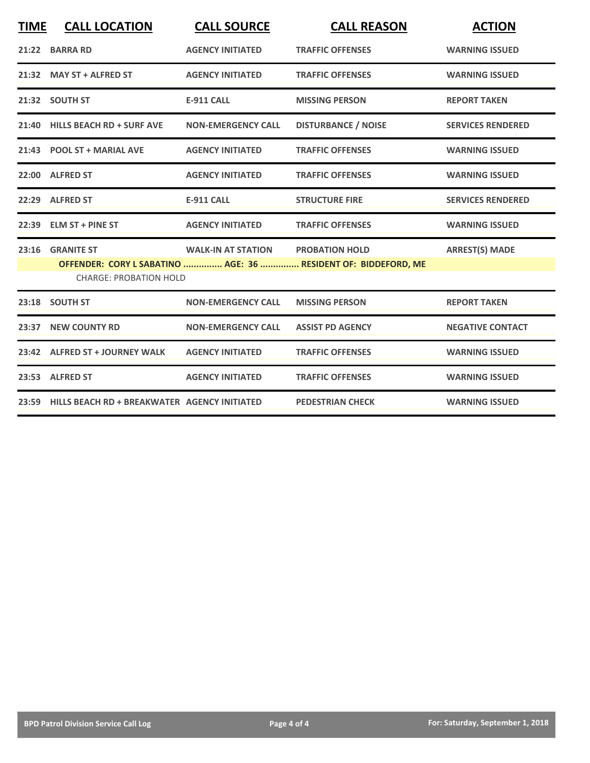| TIME | CALL LOCATION | CALL SOURCE | CALL REASON | ACTION |
|---|---|---|---|---|
| 21:22 | BARRA RD | AGENCY INITIATED | TRAFFIC OFFENSES | WARNING ISSUED |
| 21:32 | MAY ST + ALFRED ST | AGENCY INITIATED | TRAFFIC OFFENSES | WARNING ISSUED |
| 21:32 | SOUTH ST | E-911 CALL | MISSING PERSON | REPORT TAKEN |
| 21:40 | HILLS BEACH RD + SURF AVE | NON-EMERGENCY CALL | DISTURBANCE / NOISE | SERVICES RENDERED |
| 21:43 | POOL ST + MARIAL AVE | AGENCY INITIATED | TRAFFIC OFFENSES | WARNING ISSUED |
| 22:00 | ALFRED ST | AGENCY INITIATED | TRAFFIC OFFENSES | WARNING ISSUED |
| 22:29 | ALFRED ST | E-911 CALL | STRUCTURE FIRE | SERVICES RENDERED |
| 22:39 | ELM ST + PINE ST | AGENCY INITIATED | TRAFFIC OFFENSES | WARNING ISSUED |
| 23:16 | GRANITE ST | WALK-IN AT STATION | PROBATION HOLD | ARREST(S) MADE |
| | OFFENDER: CORY L SABATINO ............... AGE: 36 ............... RESIDENT OF: BIDDEFORD, ME | | | |
| | CHARGE: PROBATION HOLD | | | |
| 23:18 | SOUTH ST | NON-EMERGENCY CALL | MISSING PERSON | REPORT TAKEN |
| 23:37 | NEW COUNTY RD | NON-EMERGENCY CALL | ASSIST PD AGENCY | NEGATIVE CONTACT |
| 23:42 | ALFRED ST + JOURNEY WALK | AGENCY INITIATED | TRAFFIC OFFENSES | WARNING ISSUED |
| 23:53 | ALFRED ST | AGENCY INITIATED | TRAFFIC OFFENSES | WARNING ISSUED |
| 23:59 | HILLS BEACH RD + BREAKWATER | AGENCY INITIATED | PEDESTRIAN CHECK | WARNING ISSUED |